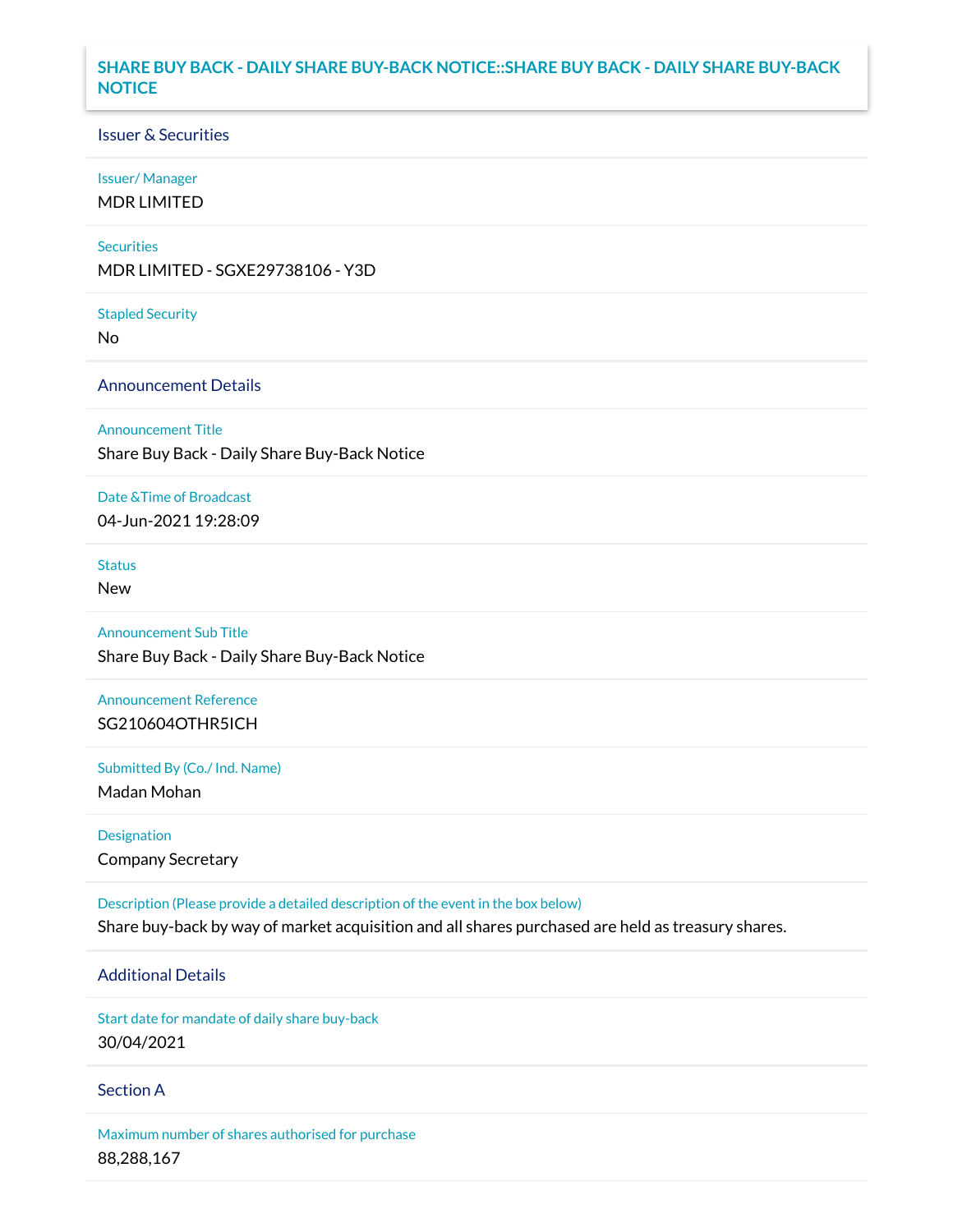# SHARE BUY BACK - DAILY SHARE BUY-BACK NOTICE::SHARE BUY BACK - DAILY SHARE BUY-BACK NOTICE

## Issuer & Securities

**Issuer/ Manager**

MDR LIMITED

**Securities**

MDR LIMITED - SGXE29738106 - Y3D

**Stapled Security**

No

## Announcement Details

**Announcement Title**

Share Buy Back - Daily Share Buy-Back Notice

**Date &Time of Broadcast**

04-Jun-2021 19:28:09

**Status**

New

**Announcement Sub Title**

Share Buy Back - Daily Share Buy-Back Notice

**Announcement Reference**

SG210604OTHR5ICH

**Submitted By (Co./ Ind. Name)**

Madan Mohan

**Designation**

Company Secretary

**Description (Please provide a detailed description of the event in the box below)**

Share buy-back by way of market acquisition and all shares purchased are held as treasury shares.

## Additional Details

**Start date for mandate of daily share buy-back**

30/04/2021

## Section A

**Maximum number of shares authorised for purchase**

88,288,167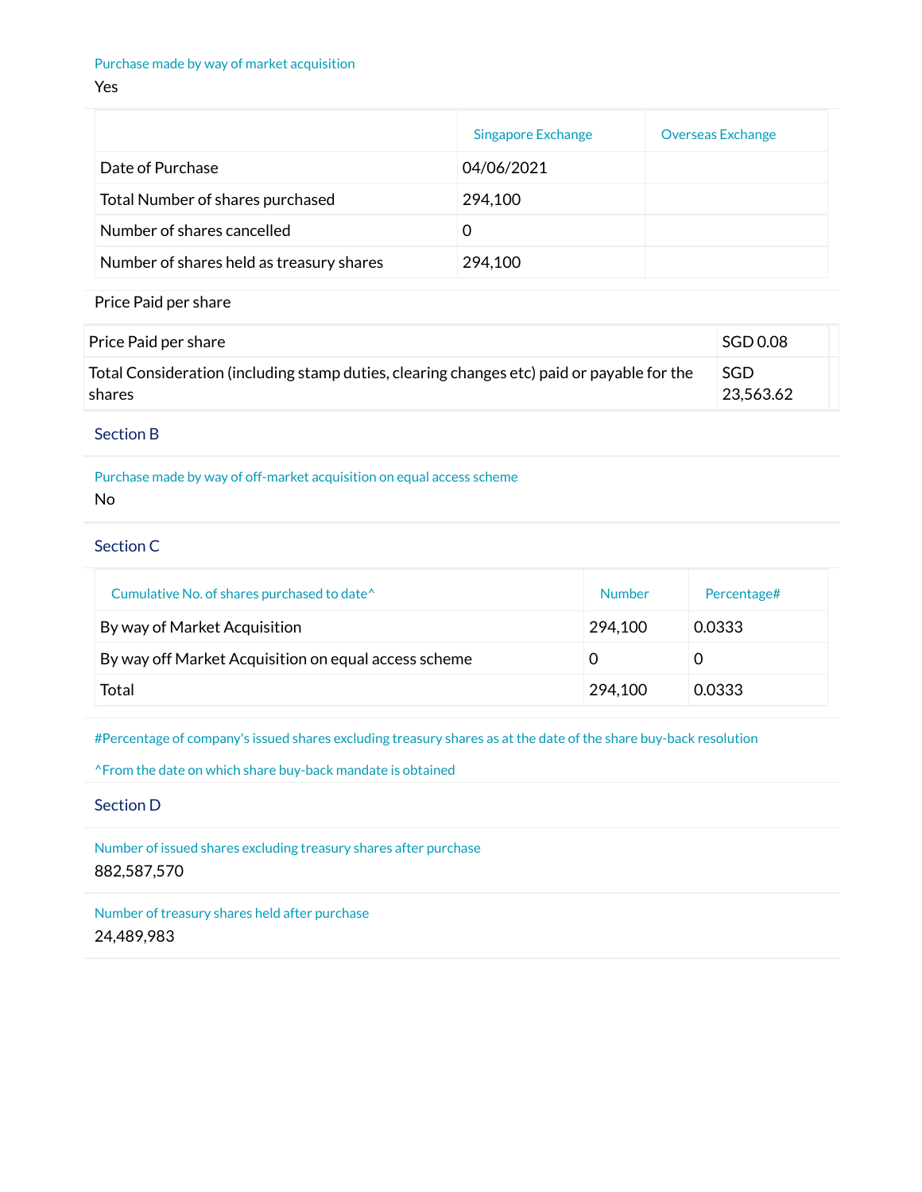Purchase made by way of market acquisition

Yes

| | Singapore Exchange | Overseas Exchange |
|---|---|---|
| Date of Purchase | 04/06/2021 | |
| Total Number of shares purchased | 294,100 | |
| Number of shares cancelled | 0 | |
| Number of shares held as treasury shares | 294,100 | |

Price Paid per share

| | |
|---|---|
| Price Paid per share | SGD 0.08 |
| Total Consideration (including stamp duties, clearing changes etc) paid or payable for the shares | SGD 23,563.62 |

## Section B

Purchase made by way of off-market acquisition on equal access scheme

No

## Section C

| Cumulative No. of shares purchased to date^ | Number | Percentage# |
|---|---|---|
| By way of Market Acquisition | 294,100 | 0.0333 |
| By way off Market Acquisition on equal access scheme | 0 | 0 |
| Total | 294,100 | 0.0333 |

#Percentage of company's issued shares excluding treasury shares as at the date of the share buy-back resolution

^From the date on which share buy-back mandate is obtained

## Section D

Number of issued shares excluding treasury shares after purchase

882,587,570

Number of treasury shares held after purchase

24,489,983